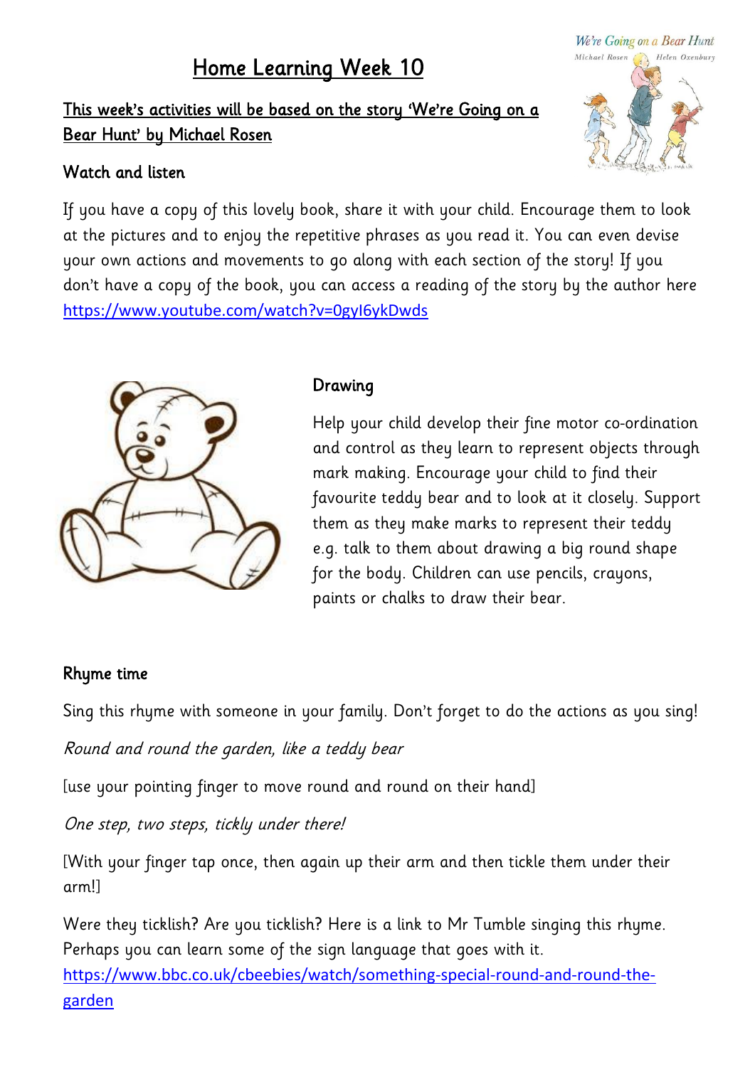# Home Learning Week 10

## This week's activities will be based on the story 'We're Going on a Bear Hunt' by Michael Rosen

### Watch and listen

If you have a copy of this lovely book, share it with your child. Encourage them to look at the pictures and to enjoy the repetitive phrases as you read it. You can even devise your own actions and movements to go along with each section of the story! If you don't have a copy of the book, you can access a reading of the story by the author here https://www.youtube.com/watch?v=0gyI6ykDwds

### Drawing

Help your child develop their fine motor co-ordination and control as they learn to represent objects through mark making. Encourage your child to find their favourite teddy bear and to look at it closely. Support them as they make marks to represent their teddy e.g. talk to them about drawing a big round shape for the body. Children can use pencils, crayons, paints or chalks to draw their bear.

### Rhyme time

Sing this rhyme with someone in your family. Don't forget to do the actions as you sing!

*Round and round the garden, like a teddy bear*

[use your pointing finger to move round and round on their hand]

*One step, two steps, tickly under there!*

[With your finger tap once, then again up their arm and then tickle them under their arm!]

Were they ticklish? Are you ticklish? Here is a link to Mr Tumble singing this rhyme. Perhaps you can learn some of the sign language that goes with it. https://www.bbc.co.uk/cbeebies/watch/something-special-round-and-round-the-garden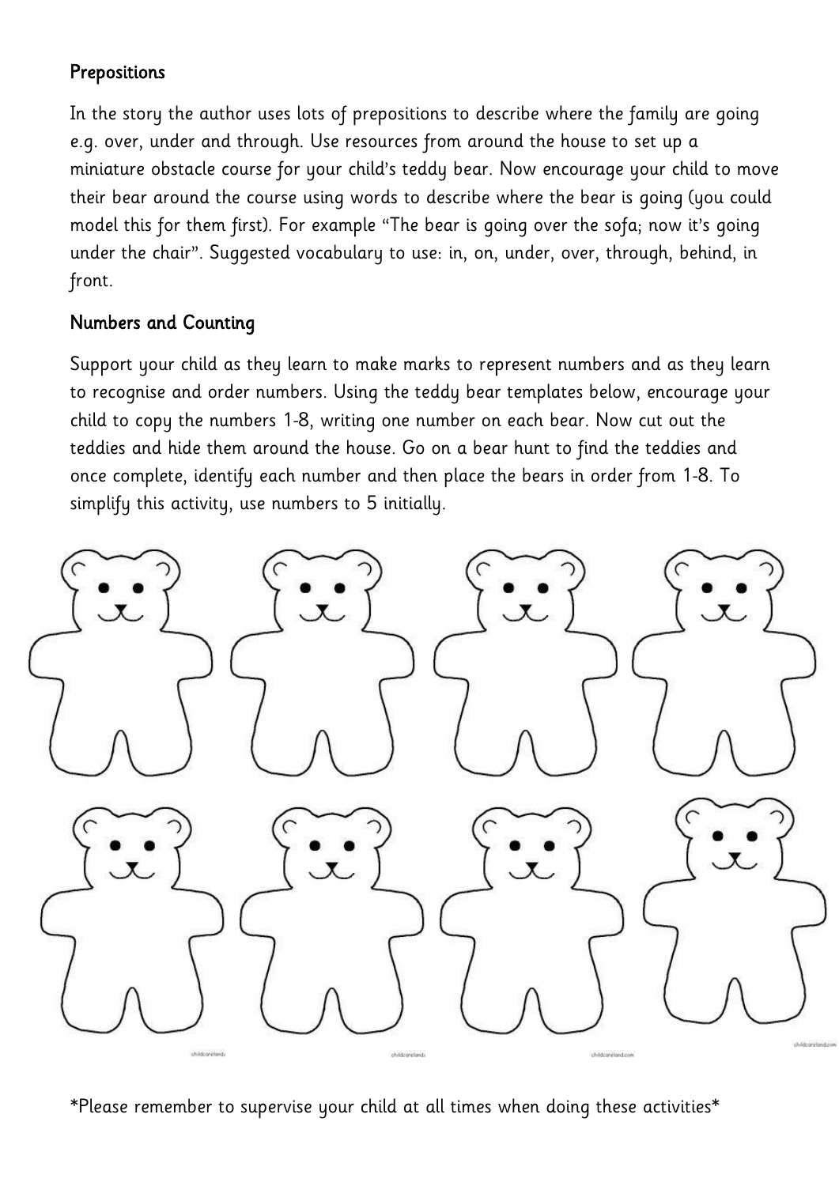## Prepositions

In the story the author uses lots of prepositions to describe where the family are going e.g. over, under and through. Use resources from around the house to set up a miniature obstacle course for your child's teddy bear. Now encourage your child to move their bear around the course using words to describe where the bear is going (you could model this for them first). For example "The bear is going over the sofa; now it's going under the chair". Suggested vocabulary to use: in, on, under, over, through, behind, in front.

## Numbers and Counting

Support your child as they learn to make marks to represent numbers and as they learn to recognise and order numbers. Using the teddy bear templates below, encourage your child to copy the numbers 1-8, writing one number on each bear. Now cut out the teddies and hide them around the house. Go on a bear hunt to find the teddies and once complete, identify each number and then place the bears in order from 1-8. To simplify this activity, use numbers to 5 initially.

*Please remember to supervise your child at all times when doing these activities*